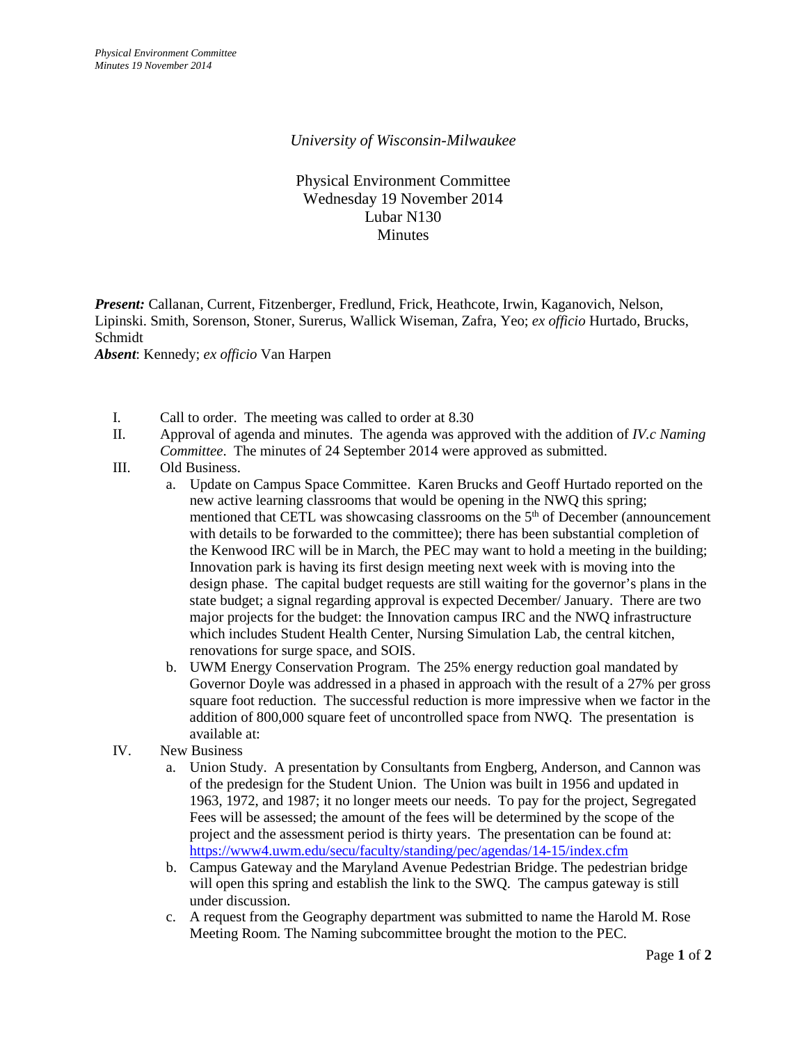*University of Wisconsin-Milwaukee*

Physical Environment Committee
Wednesday 19 November 2014
Lubar N130
Minutes

***Present:*** Callanan, Current, Fitzenberger, Fredlund, Frick, Heathcote, Irwin, Kaganovich, Nelson, Lipinski. Smith, Sorenson, Stoner, Surerus, Wallick Wiseman, Zafra, Yeo; *ex officio* Hurtado, Brucks, Schmidt
***Absent***: Kennedy; *ex officio* Van Harpen

I. Call to order. The meeting was called to order at 8.30

II. Approval of agenda and minutes. The agenda was approved with the addition of *IV.c Naming Committee*. The minutes of 24 September 2014 were approved as submitted.

III. Old Business.
   a. Update on Campus Space Committee. Karen Brucks and Geoff Hurtado reported on the new active learning classrooms that would be opening in the NWQ this spring; mentioned that CETL was showcasing classrooms on the 5th of December (announcement with details to be forwarded to the committee); there has been substantial completion of the Kenwood IRC will be in March, the PEC may want to hold a meeting in the building; Innovation park is having its first design meeting next week with is moving into the design phase. The capital budget requests are still waiting for the governor's plans in the state budget; a signal regarding approval is expected December/ January. There are two major projects for the budget: the Innovation campus IRC and the NWQ infrastructure which includes Student Health Center, Nursing Simulation Lab, the central kitchen, renovations for surge space, and SOIS.
   b. UWM Energy Conservation Program. The 25% energy reduction goal mandated by Governor Doyle was addressed in a phased in approach with the result of a 27% per gross square foot reduction. The successful reduction is more impressive when we factor in the addition of 800,000 square feet of uncontrolled space from NWQ. The presentation is available at:

IV. New Business
   a. Union Study. A presentation by Consultants from Engberg, Anderson, and Cannon was of the predesign for the Student Union. The Union was built in 1956 and updated in 1963, 1972, and 1987; it no longer meets our needs. To pay for the project, Segregated Fees will be assessed; the amount of the fees will be determined by the scope of the project and the assessment period is thirty years. The presentation can be found at: https://www4.uwm.edu/secu/faculty/standing/pec/agendas/14-15/index.cfm
   b. Campus Gateway and the Maryland Avenue Pedestrian Bridge. The pedestrian bridge will open this spring and establish the link to the SWQ. The campus gateway is still under discussion.
   c. A request from the Geography department was submitted to name the Harold M. Rose Meeting Room. The Naming subcommittee brought the motion to the PEC.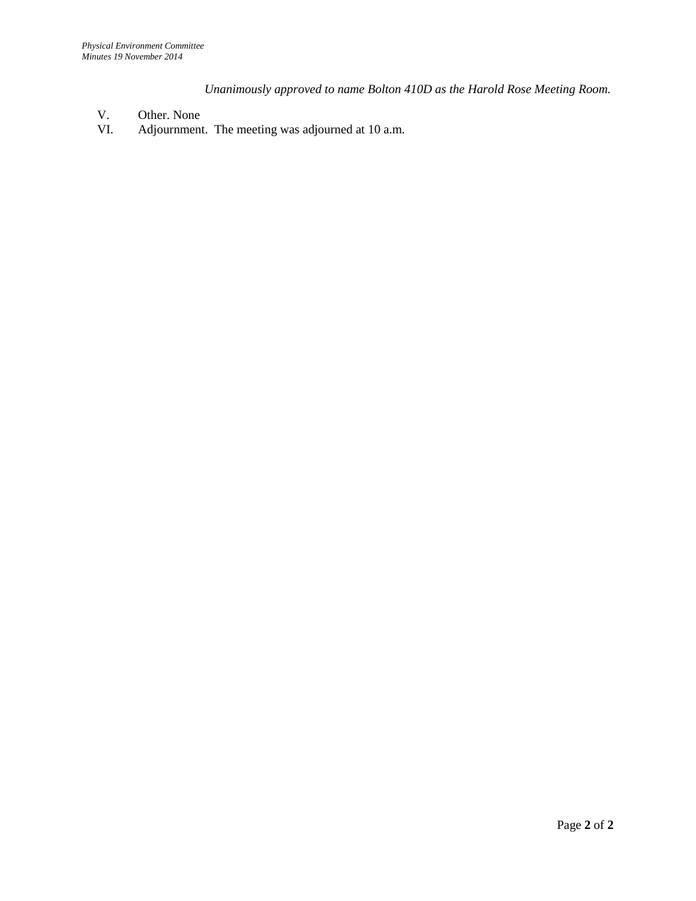*Unanimously approved to name Bolton 410D as the Harold Rose Meeting Room.*

V. Other. None

VI. Adjournment. The meeting was adjourned at 10 a.m.